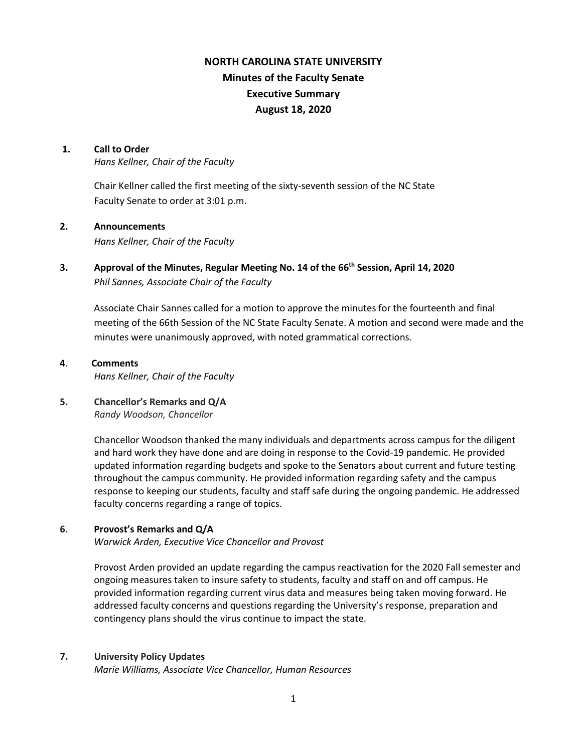# NORTH CAROLINA STATE UNIVERSITY
## Minutes of the Faculty Senate
## Executive Summary
## August 18, 2020

**1. Call to Order**
*Hans Kellner, Chair of the Faculty*

Chair Kellner called the first meeting of the sixty-seventh session of the NC State Faculty Senate to order at 3:01 p.m.

**2. Announcements**
*Hans Kellner, Chair of the Faculty*

**3. Approval of the Minutes, Regular Meeting No. 14 of the 66th Session, April 14, 2020**
*Phil Sannes, Associate Chair of the Faculty*

Associate Chair Sannes called for a motion to approve the minutes for the fourteenth and final meeting of the 66th Session of the NC State Faculty Senate. A motion and second were made and the minutes were unanimously approved, with noted grammatical corrections.

**4. Comments**
*Hans Kellner, Chair of the Faculty*

**5. Chancellor's Remarks and Q/A**
*Randy Woodson, Chancellor*

Chancellor Woodson thanked the many individuals and departments across campus for the diligent and hard work they have done and are doing in response to the Covid-19 pandemic. He provided updated information regarding budgets and spoke to the Senators about current and future testing throughout the campus community. He provided information regarding safety and the campus response to keeping our students, faculty and staff safe during the ongoing pandemic. He addressed faculty concerns regarding a range of topics.

**6. Provost's Remarks and Q/A**
*Warwick Arden, Executive Vice Chancellor and Provost*

Provost Arden provided an update regarding the campus reactivation for the 2020 Fall semester and ongoing measures taken to insure safety to students, faculty and staff on and off campus. He provided information regarding current virus data and measures being taken moving forward. He addressed faculty concerns and questions regarding the University's response, preparation and contingency plans should the virus continue to impact the state.

**7. University Policy Updates**
*Marie Williams, Associate Vice Chancellor, Human Resources*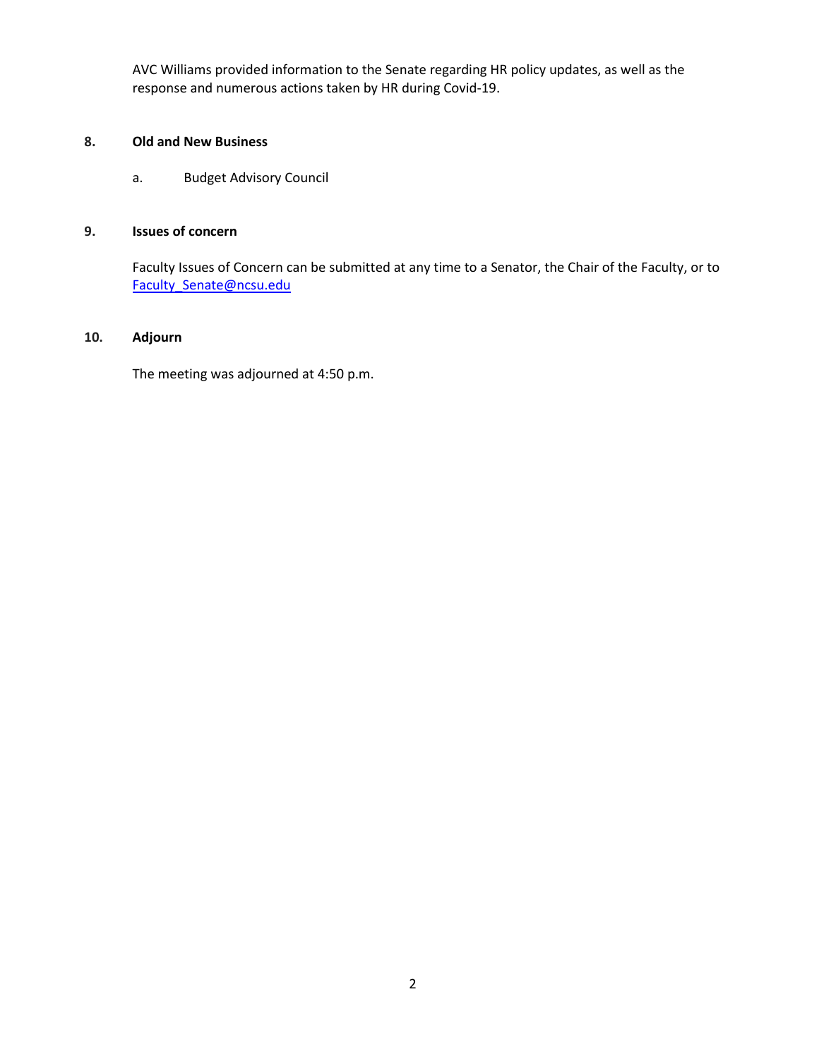AVC Williams provided information to the Senate regarding HR policy updates, as well as the response and numerous actions taken by HR during Covid-19.

**8. Old and New Business**

a. Budget Advisory Council

**9. Issues of concern**

Faculty Issues of Concern can be submitted at any time to a Senator, the Chair of the Faculty, or to Faculty_Senate@ncsu.edu

**10. Adjourn**

The meeting was adjourned at 4:50 p.m.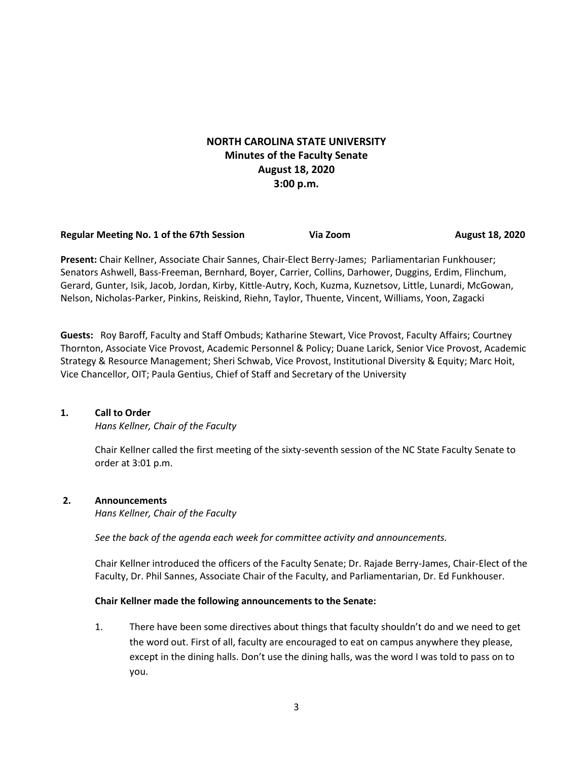**NORTH CAROLINA STATE UNIVERSITY**
**Minutes of the Faculty Senate**
**August 18, 2020**
**3:00 p.m.**

**Regular Meeting No. 1 of the 67th Session** **Via Zoom** **August 18, 2020**

**Present:** Chair Kellner, Associate Chair Sannes, Chair-Elect Berry-James; Parliamentarian Funkhouser; Senators Ashwell, Bass-Freeman, Bernhard, Boyer, Carrier, Collins, Darhower, Duggins, Erdim, Flinchum, Gerard, Gunter, Isik, Jacob, Jordan, Kirby, Kittle-Autry, Koch, Kuzma, Kuznetsov, Little, Lunardi, McGowan, Nelson, Nicholas-Parker, Pinkins, Reiskind, Riehn, Taylor, Thuente, Vincent, Williams, Yoon, Zagacki

**Guests:** Roy Baroff, Faculty and Staff Ombuds; Katharine Stewart, Vice Provost, Faculty Affairs; Courtney Thornton, Associate Vice Provost, Academic Personnel & Policy; Duane Larick, Senior Vice Provost, Academic Strategy & Resource Management; Sheri Schwab, Vice Provost, Institutional Diversity & Equity; Marc Hoit, Vice Chancellor, OIT; Paula Gentius, Chief of Staff and Secretary of the University

## 1. Call to Order

*Hans Kellner, Chair of the Faculty*

Chair Kellner called the first meeting of the sixty-seventh session of the NC State Faculty Senate to order at 3:01 p.m.

## 2. Announcements

*Hans Kellner, Chair of the Faculty*

*See the back of the agenda each week for committee activity and announcements.*

Chair Kellner introduced the officers of the Faculty Senate; Dr. Rajade Berry-James, Chair-Elect of the Faculty, Dr. Phil Sannes, Associate Chair of the Faculty, and Parliamentarian, Dr. Ed Funkhouser.

**Chair Kellner made the following announcements to the Senate:**

1. There have been some directives about things that faculty shouldn't do and we need to get the word out. First of all, faculty are encouraged to eat on campus anywhere they please, except in the dining halls. Don't use the dining halls, was the word I was told to pass on to you.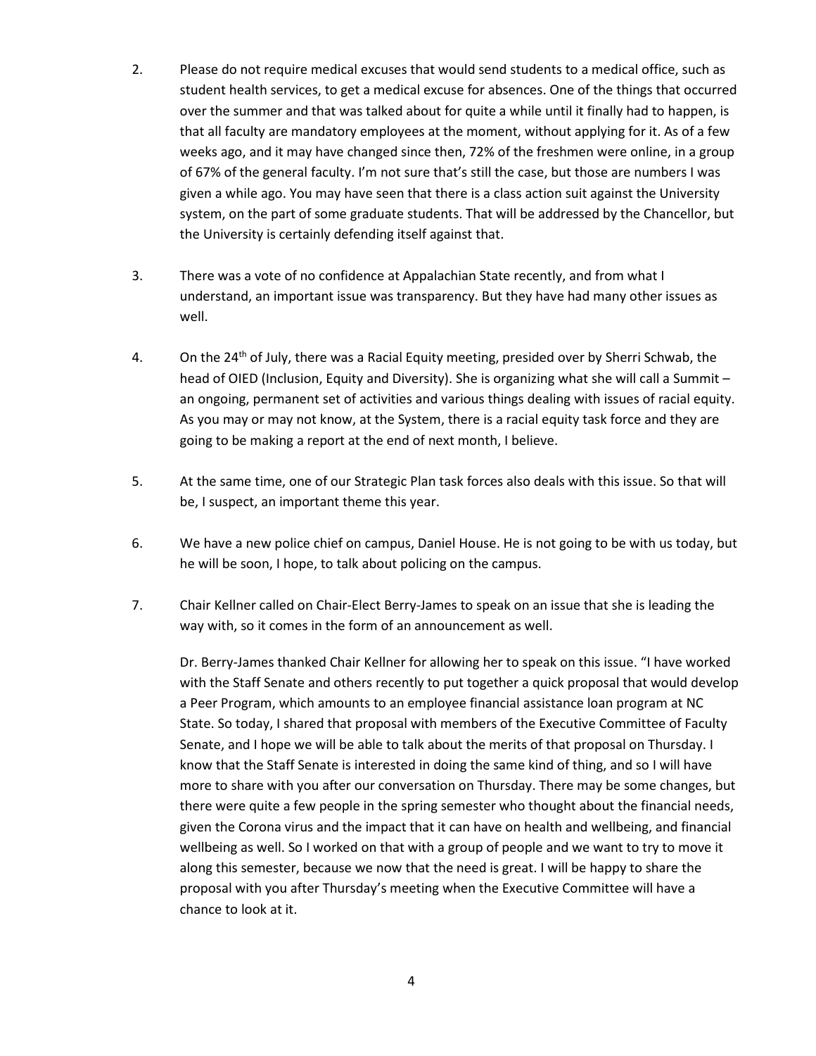2. Please do not require medical excuses that would send students to a medical office, such as student health services, to get a medical excuse for absences. One of the things that occurred over the summer and that was talked about for quite a while until it finally had to happen, is that all faculty are mandatory employees at the moment, without applying for it. As of a few weeks ago, and it may have changed since then, 72% of the freshmen were online, in a group of 67% of the general faculty. I'm not sure that's still the case, but those are numbers I was given a while ago. You may have seen that there is a class action suit against the University system, on the part of some graduate students. That will be addressed by the Chancellor, but the University is certainly defending itself against that.

3. There was a vote of no confidence at Appalachian State recently, and from what I understand, an important issue was transparency. But they have had many other issues as well.

4. On the 24th of July, there was a Racial Equity meeting, presided over by Sherri Schwab, the head of OIED (Inclusion, Equity and Diversity). She is organizing what she will call a Summit – an ongoing, permanent set of activities and various things dealing with issues of racial equity. As you may or may not know, at the System, there is a racial equity task force and they are going to be making a report at the end of next month, I believe.

5. At the same time, one of our Strategic Plan task forces also deals with this issue. So that will be, I suspect, an important theme this year.

6. We have a new police chief on campus, Daniel House. He is not going to be with us today, but he will be soon, I hope, to talk about policing on the campus.

7. Chair Kellner called on Chair-Elect Berry-James to speak on an issue that she is leading the way with, so it comes in the form of an announcement as well.

   Dr. Berry-James thanked Chair Kellner for allowing her to speak on this issue. "I have worked with the Staff Senate and others recently to put together a quick proposal that would develop a Peer Program, which amounts to an employee financial assistance loan program at NC State. So today, I shared that proposal with members of the Executive Committee of Faculty Senate, and I hope we will be able to talk about the merits of that proposal on Thursday. I know that the Staff Senate is interested in doing the same kind of thing, and so I will have more to share with you after our conversation on Thursday. There may be some changes, but there were quite a few people in the spring semester who thought about the financial needs, given the Corona virus and the impact that it can have on health and wellbeing, and financial wellbeing as well. So I worked on that with a group of people and we want to try to move it along this semester, because we now that the need is great. I will be happy to share the proposal with you after Thursday's meeting when the Executive Committee will have a chance to look at it.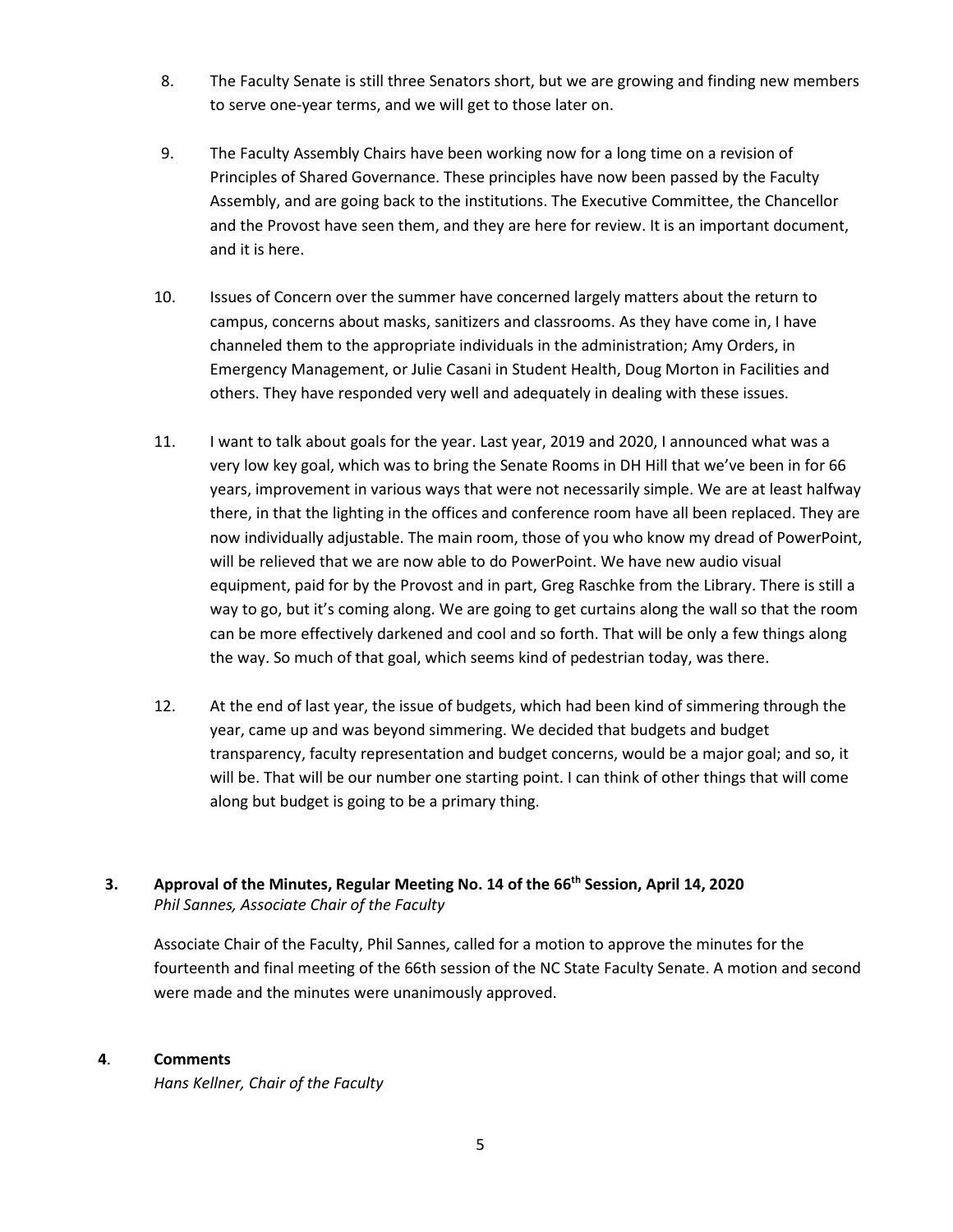8. The Faculty Senate is still three Senators short, but we are growing and finding new members to serve one-year terms, and we will get to those later on.

9. The Faculty Assembly Chairs have been working now for a long time on a revision of Principles of Shared Governance. These principles have now been passed by the Faculty Assembly, and are going back to the institutions. The Executive Committee, the Chancellor and the Provost have seen them, and they are here for review. It is an important document, and it is here.

10. Issues of Concern over the summer have concerned largely matters about the return to campus, concerns about masks, sanitizers and classrooms. As they have come in, I have channeled them to the appropriate individuals in the administration; Amy Orders, in Emergency Management, or Julie Casani in Student Health, Doug Morton in Facilities and others. They have responded very well and adequately in dealing with these issues.

11. I want to talk about goals for the year. Last year, 2019 and 2020, I announced what was a very low key goal, which was to bring the Senate Rooms in DH Hill that we've been in for 66 years, improvement in various ways that were not necessarily simple. We are at least halfway there, in that the lighting in the offices and conference room have all been replaced. They are now individually adjustable. The main room, those of you who know my dread of PowerPoint, will be relieved that we are now able to do PowerPoint. We have new audio visual equipment, paid for by the Provost and in part, Greg Raschke from the Library. There is still a way to go, but it's coming along. We are going to get curtains along the wall so that the room can be more effectively darkened and cool and so forth. That will be only a few things along the way. So much of that goal, which seems kind of pedestrian today, was there.

12. At the end of last year, the issue of budgets, which had been kind of simmering through the year, came up and was beyond simmering. We decided that budgets and budget transparency, faculty representation and budget concerns, would be a major goal; and so, it will be. That will be our number one starting point. I can think of other things that will come along but budget is going to be a primary thing.

### 3. Approval of the Minutes, Regular Meeting No. 14 of the 66th Session, April 14, 2020

*Phil Sannes, Associate Chair of the Faculty*

Associate Chair of the Faculty, Phil Sannes, called for a motion to approve the minutes for the fourteenth and final meeting of the 66th session of the NC State Faculty Senate. A motion and second were made and the minutes were unanimously approved.

### 4. Comments

*Hans Kellner, Chair of the Faculty*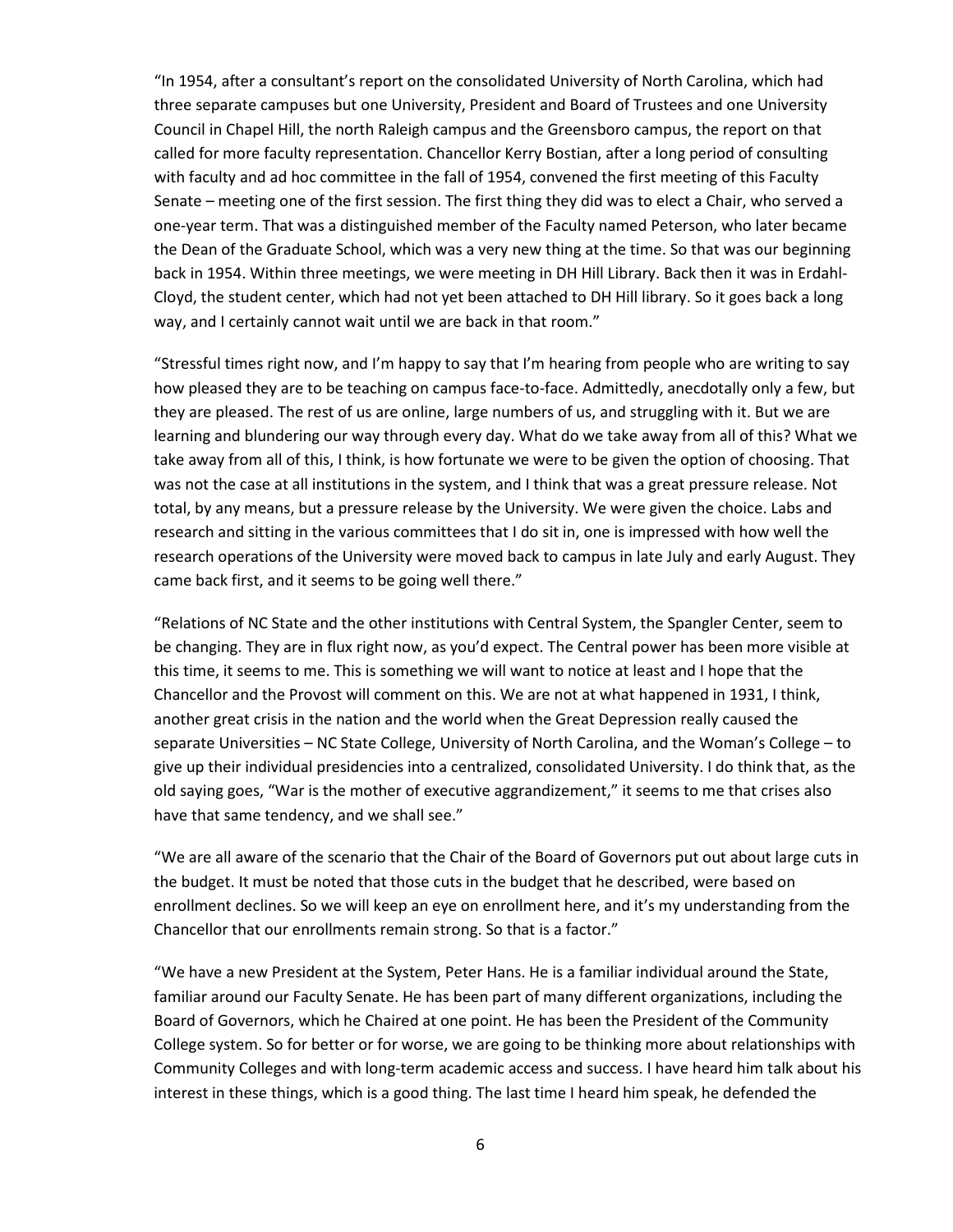"In 1954, after a consultant's report on the consolidated University of North Carolina, which had three separate campuses but one University, President and Board of Trustees and one University Council in Chapel Hill, the north Raleigh campus and the Greensboro campus, the report on that called for more faculty representation. Chancellor Kerry Bostian, after a long period of consulting with faculty and ad hoc committee in the fall of 1954, convened the first meeting of this Faculty Senate – meeting one of the first session. The first thing they did was to elect a Chair, who served a one-year term. That was a distinguished member of the Faculty named Peterson, who later became the Dean of the Graduate School, which was a very new thing at the time. So that was our beginning back in 1954. Within three meetings, we were meeting in DH Hill Library. Back then it was in Erdahl-Cloyd, the student center, which had not yet been attached to DH Hill library. So it goes back a long way, and I certainly cannot wait until we are back in that room."

"Stressful times right now, and I'm happy to say that I'm hearing from people who are writing to say how pleased they are to be teaching on campus face-to-face. Admittedly, anecdotally only a few, but they are pleased. The rest of us are online, large numbers of us, and struggling with it. But we are learning and blundering our way through every day. What do we take away from all of this? What we take away from all of this, I think, is how fortunate we were to be given the option of choosing. That was not the case at all institutions in the system, and I think that was a great pressure release. Not total, by any means, but a pressure release by the University. We were given the choice. Labs and research and sitting in the various committees that I do sit in, one is impressed with how well the research operations of the University were moved back to campus in late July and early August. They came back first, and it seems to be going well there."

"Relations of NC State and the other institutions with Central System, the Spangler Center, seem to be changing. They are in flux right now, as you'd expect. The Central power has been more visible at this time, it seems to me. This is something we will want to notice at least and I hope that the Chancellor and the Provost will comment on this. We are not at what happened in 1931, I think, another great crisis in the nation and the world when the Great Depression really caused the separate Universities – NC State College, University of North Carolina, and the Woman's College – to give up their individual presidencies into a centralized, consolidated University. I do think that, as the old saying goes, "War is the mother of executive aggrandizement," it seems to me that crises also have that same tendency, and we shall see."

"We are all aware of the scenario that the Chair of the Board of Governors put out about large cuts in the budget. It must be noted that those cuts in the budget that he described, were based on enrollment declines. So we will keep an eye on enrollment here, and it's my understanding from the Chancellor that our enrollments remain strong. So that is a factor."

"We have a new President at the System, Peter Hans. He is a familiar individual around the State, familiar around our Faculty Senate. He has been part of many different organizations, including the Board of Governors, which he Chaired at one point. He has been the President of the Community College system. So for better or for worse, we are going to be thinking more about relationships with Community Colleges and with long-term academic access and success. I have heard him talk about his interest in these things, which is a good thing. The last time I heard him speak, he defended the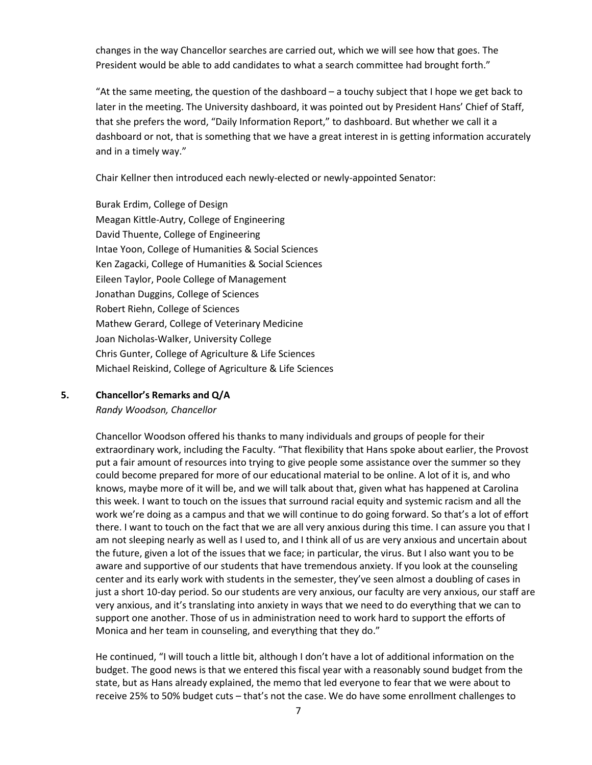changes in the way Chancellor searches are carried out, which we will see how that goes. The President would be able to add candidates to what a search committee had brought forth."

"At the same meeting, the question of the dashboard – a touchy subject that I hope we get back to later in the meeting. The University dashboard, it was pointed out by President Hans' Chief of Staff, that she prefers the word, "Daily Information Report," to dashboard. But whether we call it a dashboard or not, that is something that we have a great interest in is getting information accurately and in a timely way."

Chair Kellner then introduced each newly-elected or newly-appointed Senator:

Burak Erdim, College of Design
Meagan Kittle-Autry, College of Engineering
David Thuente, College of Engineering
Intae Yoon, College of Humanities & Social Sciences
Ken Zagacki, College of Humanities & Social Sciences
Eileen Taylor, Poole College of Management
Jonathan Duggins, College of Sciences
Robert Riehn, College of Sciences
Mathew Gerard, College of Veterinary Medicine
Joan Nicholas-Walker, University College
Chris Gunter, College of Agriculture & Life Sciences
Michael Reiskind, College of Agriculture & Life Sciences

## 5. Chancellor's Remarks and Q/A

*Randy Woodson, Chancellor*

Chancellor Woodson offered his thanks to many individuals and groups of people for their extraordinary work, including the Faculty. "That flexibility that Hans spoke about earlier, the Provost put a fair amount of resources into trying to give people some assistance over the summer so they could become prepared for more of our educational material to be online. A lot of it is, and who knows, maybe more of it will be, and we will talk about that, given what has happened at Carolina this week. I want to touch on the issues that surround racial equity and systemic racism and all the work we're doing as a campus and that we will continue to do going forward. So that's a lot of effort there. I want to touch on the fact that we are all very anxious during this time. I can assure you that I am not sleeping nearly as well as I used to, and I think all of us are very anxious and uncertain about the future, given a lot of the issues that we face; in particular, the virus. But I also want you to be aware and supportive of our students that have tremendous anxiety. If you look at the counseling center and its early work with students in the semester, they've seen almost a doubling of cases in just a short 10-day period. So our students are very anxious, our faculty are very anxious, our staff are very anxious, and it's translating into anxiety in ways that we need to do everything that we can to support one another. Those of us in administration need to work hard to support the efforts of Monica and her team in counseling, and everything that they do."

He continued, "I will touch a little bit, although I don't have a lot of additional information on the budget. The good news is that we entered this fiscal year with a reasonably sound budget from the state, but as Hans already explained, the memo that led everyone to fear that we were about to receive 25% to 50% budget cuts – that's not the case. We do have some enrollment challenges to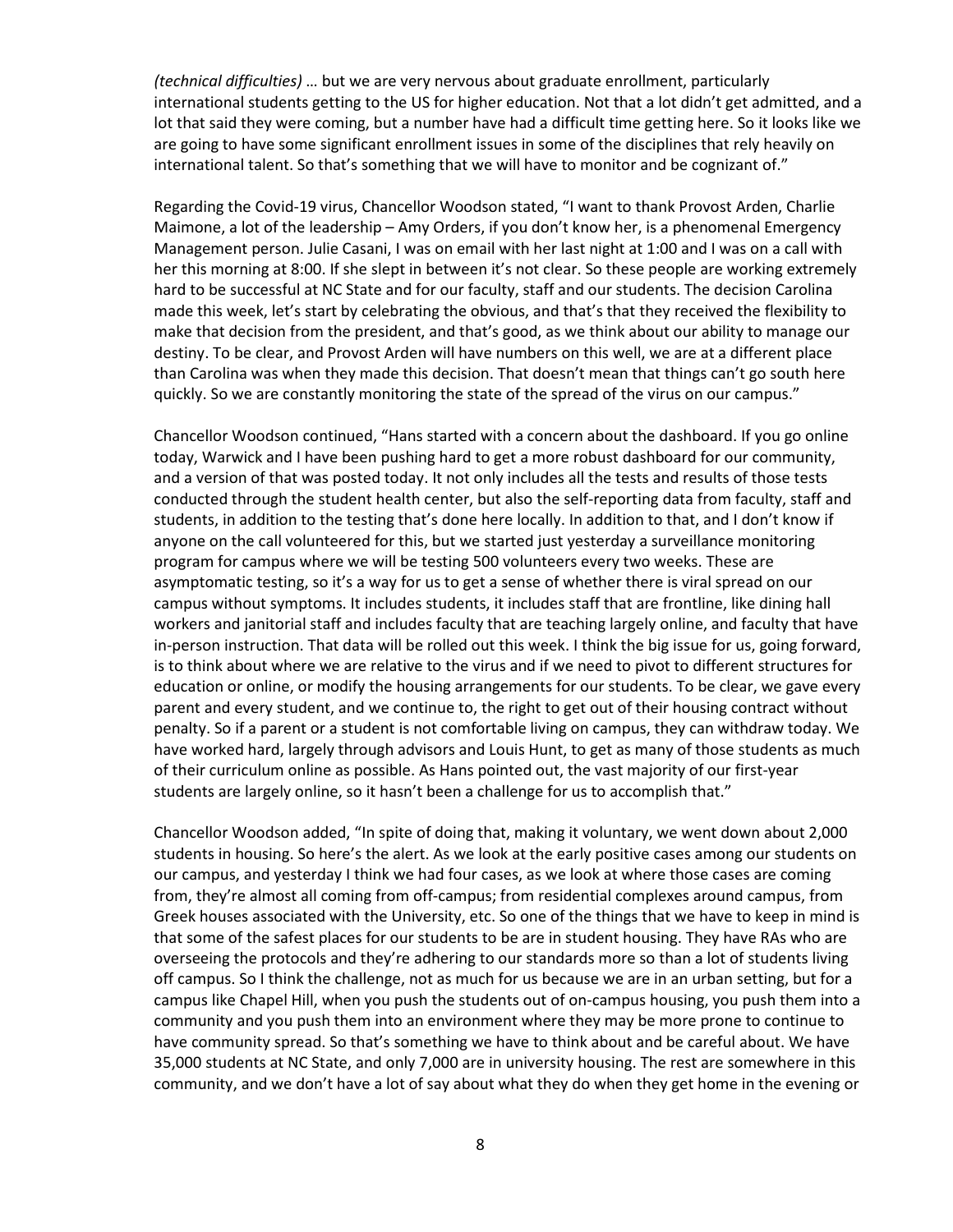*(technical difficulties)* … but we are very nervous about graduate enrollment, particularly international students getting to the US for higher education. Not that a lot didn't get admitted, and a lot that said they were coming, but a number have had a difficult time getting here. So it looks like we are going to have some significant enrollment issues in some of the disciplines that rely heavily on international talent. So that's something that we will have to monitor and be cognizant of."

Regarding the Covid-19 virus, Chancellor Woodson stated, "I want to thank Provost Arden, Charlie Maimone, a lot of the leadership – Amy Orders, if you don't know her, is a phenomenal Emergency Management person. Julie Casani, I was on email with her last night at 1:00 and I was on a call with her this morning at 8:00. If she slept in between it's not clear. So these people are working extremely hard to be successful at NC State and for our faculty, staff and our students. The decision Carolina made this week, let's start by celebrating the obvious, and that's that they received the flexibility to make that decision from the president, and that's good, as we think about our ability to manage our destiny. To be clear, and Provost Arden will have numbers on this well, we are at a different place than Carolina was when they made this decision. That doesn't mean that things can't go south here quickly. So we are constantly monitoring the state of the spread of the virus on our campus."

Chancellor Woodson continued, "Hans started with a concern about the dashboard. If you go online today, Warwick and I have been pushing hard to get a more robust dashboard for our community, and a version of that was posted today. It not only includes all the tests and results of those tests conducted through the student health center, but also the self-reporting data from faculty, staff and students, in addition to the testing that's done here locally. In addition to that, and I don't know if anyone on the call volunteered for this, but we started just yesterday a surveillance monitoring program for campus where we will be testing 500 volunteers every two weeks. These are asymptomatic testing, so it's a way for us to get a sense of whether there is viral spread on our campus without symptoms. It includes students, it includes staff that are frontline, like dining hall workers and janitorial staff and includes faculty that are teaching largely online, and faculty that have in-person instruction. That data will be rolled out this week. I think the big issue for us, going forward, is to think about where we are relative to the virus and if we need to pivot to different structures for education or online, or modify the housing arrangements for our students. To be clear, we gave every parent and every student, and we continue to, the right to get out of their housing contract without penalty. So if a parent or a student is not comfortable living on campus, they can withdraw today. We have worked hard, largely through advisors and Louis Hunt, to get as many of those students as much of their curriculum online as possible. As Hans pointed out, the vast majority of our first-year students are largely online, so it hasn't been a challenge for us to accomplish that."

Chancellor Woodson added, "In spite of doing that, making it voluntary, we went down about 2,000 students in housing. So here's the alert. As we look at the early positive cases among our students on our campus, and yesterday I think we had four cases, as we look at where those cases are coming from, they're almost all coming from off-campus; from residential complexes around campus, from Greek houses associated with the University, etc. So one of the things that we have to keep in mind is that some of the safest places for our students to be are in student housing. They have RAs who are overseeing the protocols and they're adhering to our standards more so than a lot of students living off campus. So I think the challenge, not as much for us because we are in an urban setting, but for a campus like Chapel Hill, when you push the students out of on-campus housing, you push them into a community and you push them into an environment where they may be more prone to continue to have community spread. So that's something we have to think about and be careful about. We have 35,000 students at NC State, and only 7,000 are in university housing. The rest are somewhere in this community, and we don't have a lot of say about what they do when they get home in the evening or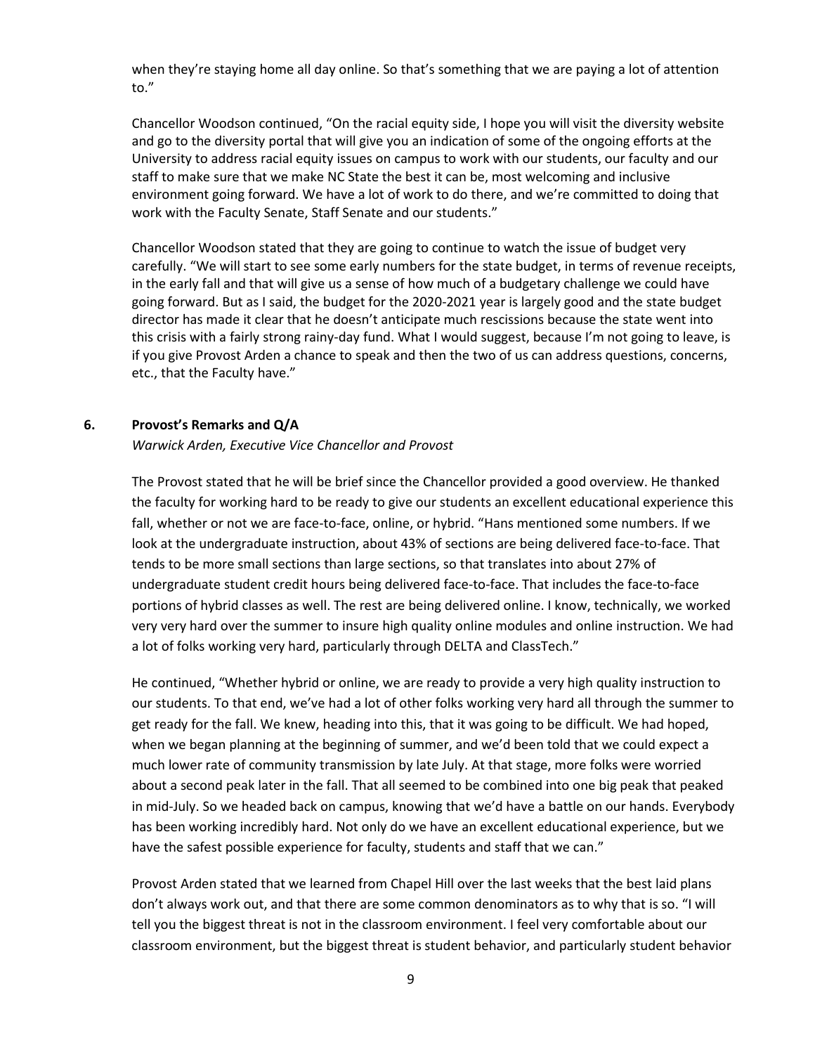when they're staying home all day online. So that's something that we are paying a lot of attention to."

Chancellor Woodson continued, "On the racial equity side, I hope you will visit the diversity website and go to the diversity portal that will give you an indication of some of the ongoing efforts at the University to address racial equity issues on campus to work with our students, our faculty and our staff to make sure that we make NC State the best it can be, most welcoming and inclusive environment going forward. We have a lot of work to do there, and we're committed to doing that work with the Faculty Senate, Staff Senate and our students."

Chancellor Woodson stated that they are going to continue to watch the issue of budget very carefully. "We will start to see some early numbers for the state budget, in terms of revenue receipts, in the early fall and that will give us a sense of how much of a budgetary challenge we could have going forward. But as I said, the budget for the 2020-2021 year is largely good and the state budget director has made it clear that he doesn't anticipate much rescissions because the state went into this crisis with a fairly strong rainy-day fund. What I would suggest, because I'm not going to leave, is if you give Provost Arden a chance to speak and then the two of us can address questions, concerns, etc., that the Faculty have."

### 6. Provost's Remarks and Q/A

*Warwick Arden, Executive Vice Chancellor and Provost*

The Provost stated that he will be brief since the Chancellor provided a good overview. He thanked the faculty for working hard to be ready to give our students an excellent educational experience this fall, whether or not we are face-to-face, online, or hybrid. "Hans mentioned some numbers. If we look at the undergraduate instruction, about 43% of sections are being delivered face-to-face. That tends to be more small sections than large sections, so that translates into about 27% of undergraduate student credit hours being delivered face-to-face. That includes the face-to-face portions of hybrid classes as well. The rest are being delivered online. I know, technically, we worked very very hard over the summer to insure high quality online modules and online instruction. We had a lot of folks working very hard, particularly through DELTA and ClassTech."

He continued, "Whether hybrid or online, we are ready to provide a very high quality instruction to our students. To that end, we've had a lot of other folks working very hard all through the summer to get ready for the fall. We knew, heading into this, that it was going to be difficult. We had hoped, when we began planning at the beginning of summer, and we'd been told that we could expect a much lower rate of community transmission by late July. At that stage, more folks were worried about a second peak later in the fall. That all seemed to be combined into one big peak that peaked in mid-July. So we headed back on campus, knowing that we'd have a battle on our hands. Everybody has been working incredibly hard. Not only do we have an excellent educational experience, but we have the safest possible experience for faculty, students and staff that we can."

Provost Arden stated that we learned from Chapel Hill over the last weeks that the best laid plans don't always work out, and that there are some common denominators as to why that is so. "I will tell you the biggest threat is not in the classroom environment. I feel very comfortable about our classroom environment, but the biggest threat is student behavior, and particularly student behavior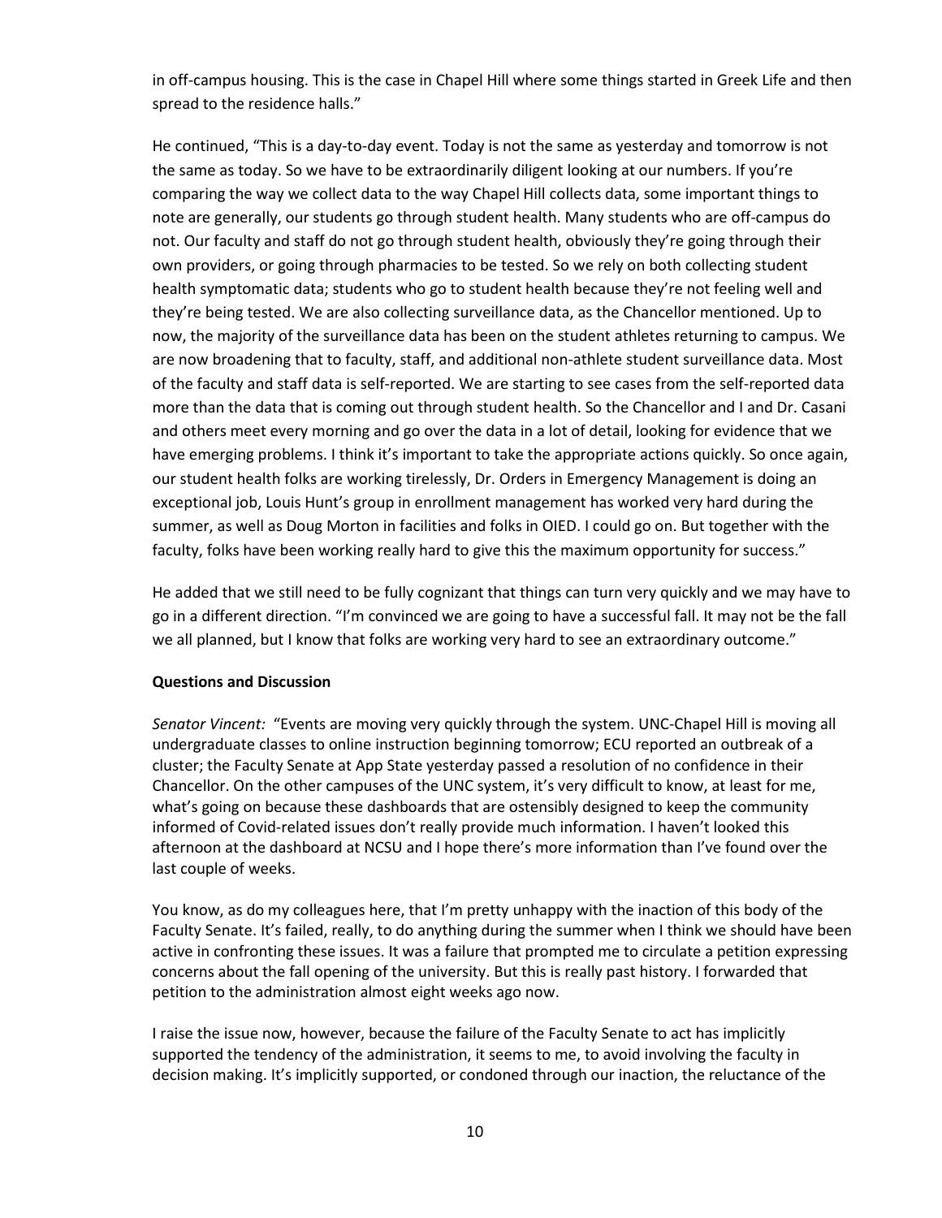in off-campus housing. This is the case in Chapel Hill where some things started in Greek Life and then spread to the residence halls."

He continued, "This is a day-to-day event. Today is not the same as yesterday and tomorrow is not the same as today. So we have to be extraordinarily diligent looking at our numbers. If you're comparing the way we collect data to the way Chapel Hill collects data, some important things to note are generally, our students go through student health. Many students who are off-campus do not. Our faculty and staff do not go through student health, obviously they're going through their own providers, or going through pharmacies to be tested. So we rely on both collecting student health symptomatic data; students who go to student health because they're not feeling well and they're being tested. We are also collecting surveillance data, as the Chancellor mentioned. Up to now, the majority of the surveillance data has been on the student athletes returning to campus. We are now broadening that to faculty, staff, and additional non-athlete student surveillance data. Most of the faculty and staff data is self-reported. We are starting to see cases from the self-reported data more than the data that is coming out through student health. So the Chancellor and I and Dr. Casani and others meet every morning and go over the data in a lot of detail, looking for evidence that we have emerging problems. I think it's important to take the appropriate actions quickly. So once again, our student health folks are working tirelessly, Dr. Orders in Emergency Management is doing an exceptional job, Louis Hunt's group in enrollment management has worked very hard during the summer, as well as Doug Morton in facilities and folks in OIED. I could go on. But together with the faculty, folks have been working really hard to give this the maximum opportunity for success."

He added that we still need to be fully cognizant that things can turn very quickly and we may have to go in a different direction. "I'm convinced we are going to have a successful fall. It may not be the fall we all planned, but I know that folks are working very hard to see an extraordinary outcome."

**Questions and Discussion**

*Senator Vincent:* "Events are moving very quickly through the system. UNC-Chapel Hill is moving all undergraduate classes to online instruction beginning tomorrow; ECU reported an outbreak of a cluster; the Faculty Senate at App State yesterday passed a resolution of no confidence in their Chancellor. On the other campuses of the UNC system, it's very difficult to know, at least for me, what's going on because these dashboards that are ostensibly designed to keep the community informed of Covid-related issues don't really provide much information. I haven't looked this afternoon at the dashboard at NCSU and I hope there's more information than I've found over the last couple of weeks.

You know, as do my colleagues here, that I'm pretty unhappy with the inaction of this body of the Faculty Senate. It's failed, really, to do anything during the summer when I think we should have been active in confronting these issues. It was a failure that prompted me to circulate a petition expressing concerns about the fall opening of the university. But this is really past history. I forwarded that petition to the administration almost eight weeks ago now.

I raise the issue now, however, because the failure of the Faculty Senate to act has implicitly supported the tendency of the administration, it seems to me, to avoid involving the faculty in decision making. It's implicitly supported, or condoned through our inaction, the reluctance of the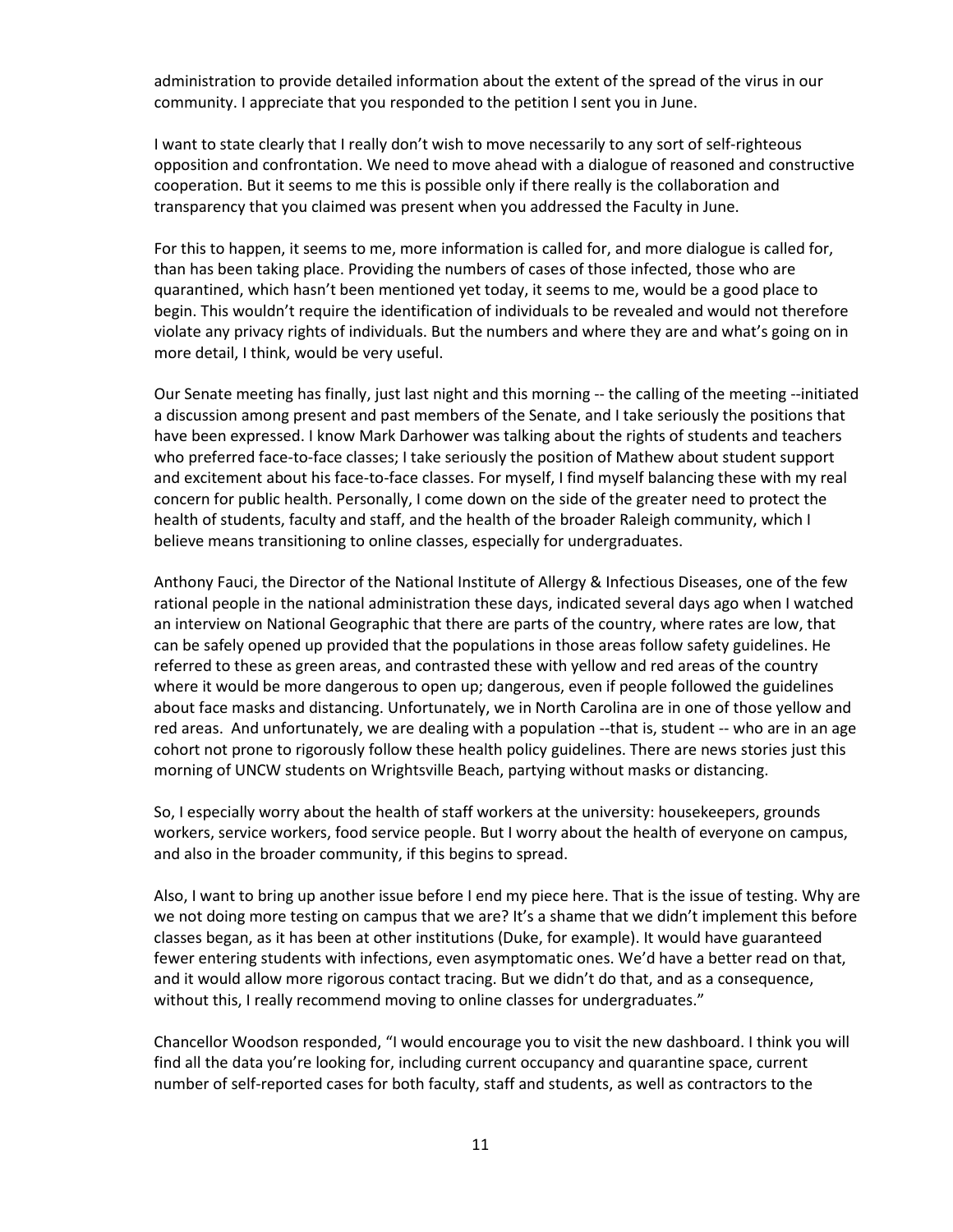administration to provide detailed information about the extent of the spread of the virus in our community. I appreciate that you responded to the petition I sent you in June.

I want to state clearly that I really don't wish to move necessarily to any sort of self-righteous opposition and confrontation. We need to move ahead with a dialogue of reasoned and constructive cooperation. But it seems to me this is possible only if there really is the collaboration and transparency that you claimed was present when you addressed the Faculty in June.

For this to happen, it seems to me, more information is called for, and more dialogue is called for, than has been taking place. Providing the numbers of cases of those infected, those who are quarantined, which hasn't been mentioned yet today, it seems to me, would be a good place to begin. This wouldn't require the identification of individuals to be revealed and would not therefore violate any privacy rights of individuals. But the numbers and where they are and what's going on in more detail, I think, would be very useful.

Our Senate meeting has finally, just last night and this morning -- the calling of the meeting --initiated a discussion among present and past members of the Senate, and I take seriously the positions that have been expressed. I know Mark Darhower was talking about the rights of students and teachers who preferred face-to-face classes; I take seriously the position of Mathew about student support and excitement about his face-to-face classes. For myself, I find myself balancing these with my real concern for public health. Personally, I come down on the side of the greater need to protect the health of students, faculty and staff, and the health of the broader Raleigh community, which I believe means transitioning to online classes, especially for undergraduates.

Anthony Fauci, the Director of the National Institute of Allergy & Infectious Diseases, one of the few rational people in the national administration these days, indicated several days ago when I watched an interview on National Geographic that there are parts of the country, where rates are low, that can be safely opened up provided that the populations in those areas follow safety guidelines. He referred to these as green areas, and contrasted these with yellow and red areas of the country where it would be more dangerous to open up; dangerous, even if people followed the guidelines about face masks and distancing. Unfortunately, we in North Carolina are in one of those yellow and red areas. And unfortunately, we are dealing with a population --that is, student -- who are in an age cohort not prone to rigorously follow these health policy guidelines. There are news stories just this morning of UNCW students on Wrightsville Beach, partying without masks or distancing.

So, I especially worry about the health of staff workers at the university: housekeepers, grounds workers, service workers, food service people. But I worry about the health of everyone on campus, and also in the broader community, if this begins to spread.

Also, I want to bring up another issue before I end my piece here. That is the issue of testing. Why are we not doing more testing on campus that we are? It's a shame that we didn't implement this before classes began, as it has been at other institutions (Duke, for example). It would have guaranteed fewer entering students with infections, even asymptomatic ones. We'd have a better read on that, and it would allow more rigorous contact tracing. But we didn't do that, and as a consequence, without this, I really recommend moving to online classes for undergraduates."

Chancellor Woodson responded, "I would encourage you to visit the new dashboard. I think you will find all the data you're looking for, including current occupancy and quarantine space, current number of self-reported cases for both faculty, staff and students, as well as contractors to the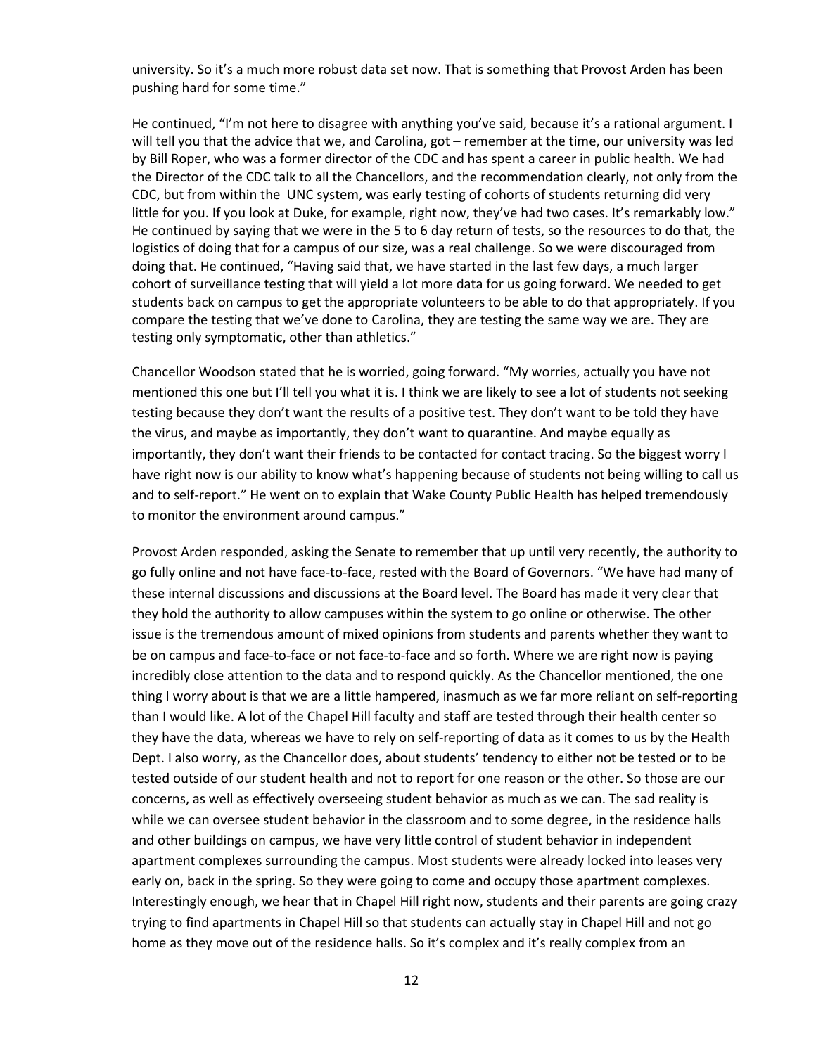university. So it's a much more robust data set now. That is something that Provost Arden has been pushing hard for some time."

He continued, "I'm not here to disagree with anything you've said, because it's a rational argument. I will tell you that the advice that we, and Carolina, got – remember at the time, our university was led by Bill Roper, who was a former director of the CDC and has spent a career in public health. We had the Director of the CDC talk to all the Chancellors, and the recommendation clearly, not only from the CDC, but from within the UNC system, was early testing of cohorts of students returning did very little for you. If you look at Duke, for example, right now, they've had two cases. It's remarkably low." He continued by saying that we were in the 5 to 6 day return of tests, so the resources to do that, the logistics of doing that for a campus of our size, was a real challenge. So we were discouraged from doing that. He continued, "Having said that, we have started in the last few days, a much larger cohort of surveillance testing that will yield a lot more data for us going forward. We needed to get students back on campus to get the appropriate volunteers to be able to do that appropriately. If you compare the testing that we've done to Carolina, they are testing the same way we are. They are testing only symptomatic, other than athletics."

Chancellor Woodson stated that he is worried, going forward. "My worries, actually you have not mentioned this one but I'll tell you what it is. I think we are likely to see a lot of students not seeking testing because they don't want the results of a positive test. They don't want to be told they have the virus, and maybe as importantly, they don't want to quarantine. And maybe equally as importantly, they don't want their friends to be contacted for contact tracing. So the biggest worry I have right now is our ability to know what's happening because of students not being willing to call us and to self-report." He went on to explain that Wake County Public Health has helped tremendously to monitor the environment around campus."

Provost Arden responded, asking the Senate to remember that up until very recently, the authority to go fully online and not have face-to-face, rested with the Board of Governors. "We have had many of these internal discussions and discussions at the Board level. The Board has made it very clear that they hold the authority to allow campuses within the system to go online or otherwise. The other issue is the tremendous amount of mixed opinions from students and parents whether they want to be on campus and face-to-face or not face-to-face and so forth. Where we are right now is paying incredibly close attention to the data and to respond quickly. As the Chancellor mentioned, the one thing I worry about is that we are a little hampered, inasmuch as we far more reliant on self-reporting than I would like. A lot of the Chapel Hill faculty and staff are tested through their health center so they have the data, whereas we have to rely on self-reporting of data as it comes to us by the Health Dept. I also worry, as the Chancellor does, about students' tendency to either not be tested or to be tested outside of our student health and not to report for one reason or the other. So those are our concerns, as well as effectively overseeing student behavior as much as we can. The sad reality is while we can oversee student behavior in the classroom and to some degree, in the residence halls and other buildings on campus, we have very little control of student behavior in independent apartment complexes surrounding the campus. Most students were already locked into leases very early on, back in the spring. So they were going to come and occupy those apartment complexes. Interestingly enough, we hear that in Chapel Hill right now, students and their parents are going crazy trying to find apartments in Chapel Hill so that students can actually stay in Chapel Hill and not go home as they move out of the residence halls. So it's complex and it's really complex from an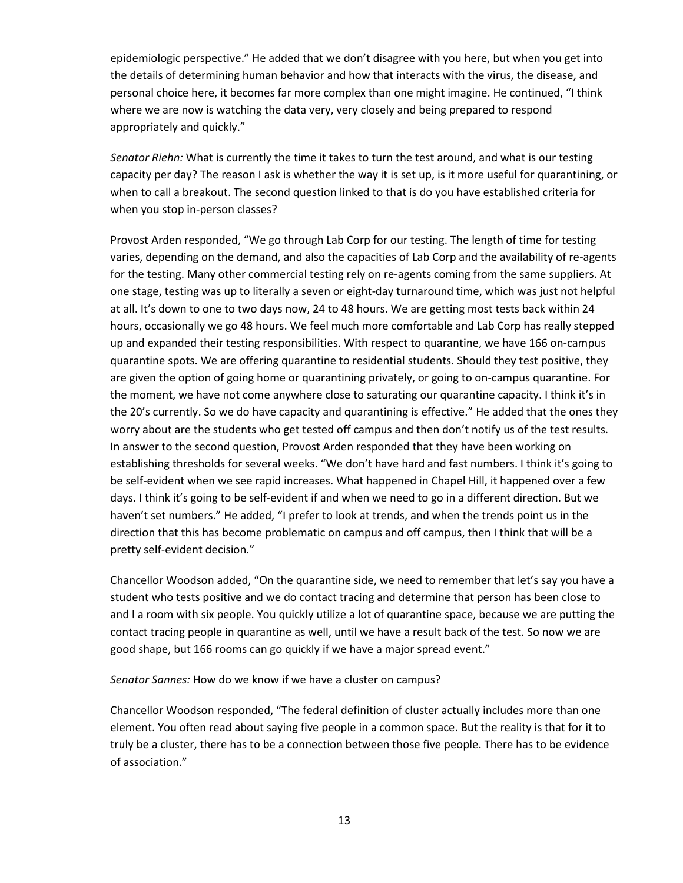epidemiologic perspective." He added that we don't disagree with you here, but when you get into the details of determining human behavior and how that interacts with the virus, the disease, and personal choice here, it becomes far more complex than one might imagine. He continued, "I think where we are now is watching the data very, very closely and being prepared to respond appropriately and quickly."

*Senator Riehn:* What is currently the time it takes to turn the test around, and what is our testing capacity per day? The reason I ask is whether the way it is set up, is it more useful for quarantining, or when to call a breakout. The second question linked to that is do you have established criteria for when you stop in-person classes?

Provost Arden responded, "We go through Lab Corp for our testing. The length of time for testing varies, depending on the demand, and also the capacities of Lab Corp and the availability of re-agents for the testing. Many other commercial testing rely on re-agents coming from the same suppliers. At one stage, testing was up to literally a seven or eight-day turnaround time, which was just not helpful at all. It's down to one to two days now, 24 to 48 hours. We are getting most tests back within 24 hours, occasionally we go 48 hours. We feel much more comfortable and Lab Corp has really stepped up and expanded their testing responsibilities. With respect to quarantine, we have 166 on-campus quarantine spots. We are offering quarantine to residential students. Should they test positive, they are given the option of going home or quarantining privately, or going to on-campus quarantine. For the moment, we have not come anywhere close to saturating our quarantine capacity. I think it's in the 20's currently. So we do have capacity and quarantining is effective." He added that the ones they worry about are the students who get tested off campus and then don't notify us of the test results. In answer to the second question, Provost Arden responded that they have been working on establishing thresholds for several weeks. "We don't have hard and fast numbers. I think it's going to be self-evident when we see rapid increases. What happened in Chapel Hill, it happened over a few days. I think it's going to be self-evident if and when we need to go in a different direction. But we haven't set numbers." He added, "I prefer to look at trends, and when the trends point us in the direction that this has become problematic on campus and off campus, then I think that will be a pretty self-evident decision."

Chancellor Woodson added, "On the quarantine side, we need to remember that let's say you have a student who tests positive and we do contact tracing and determine that person has been close to and I a room with six people. You quickly utilize a lot of quarantine space, because we are putting the contact tracing people in quarantine as well, until we have a result back of the test. So now we are good shape, but 166 rooms can go quickly if we have a major spread event."

*Senator Sannes:* How do we know if we have a cluster on campus?

Chancellor Woodson responded, "The federal definition of cluster actually includes more than one element. You often read about saying five people in a common space. But the reality is that for it to truly be a cluster, there has to be a connection between those five people. There has to be evidence of association."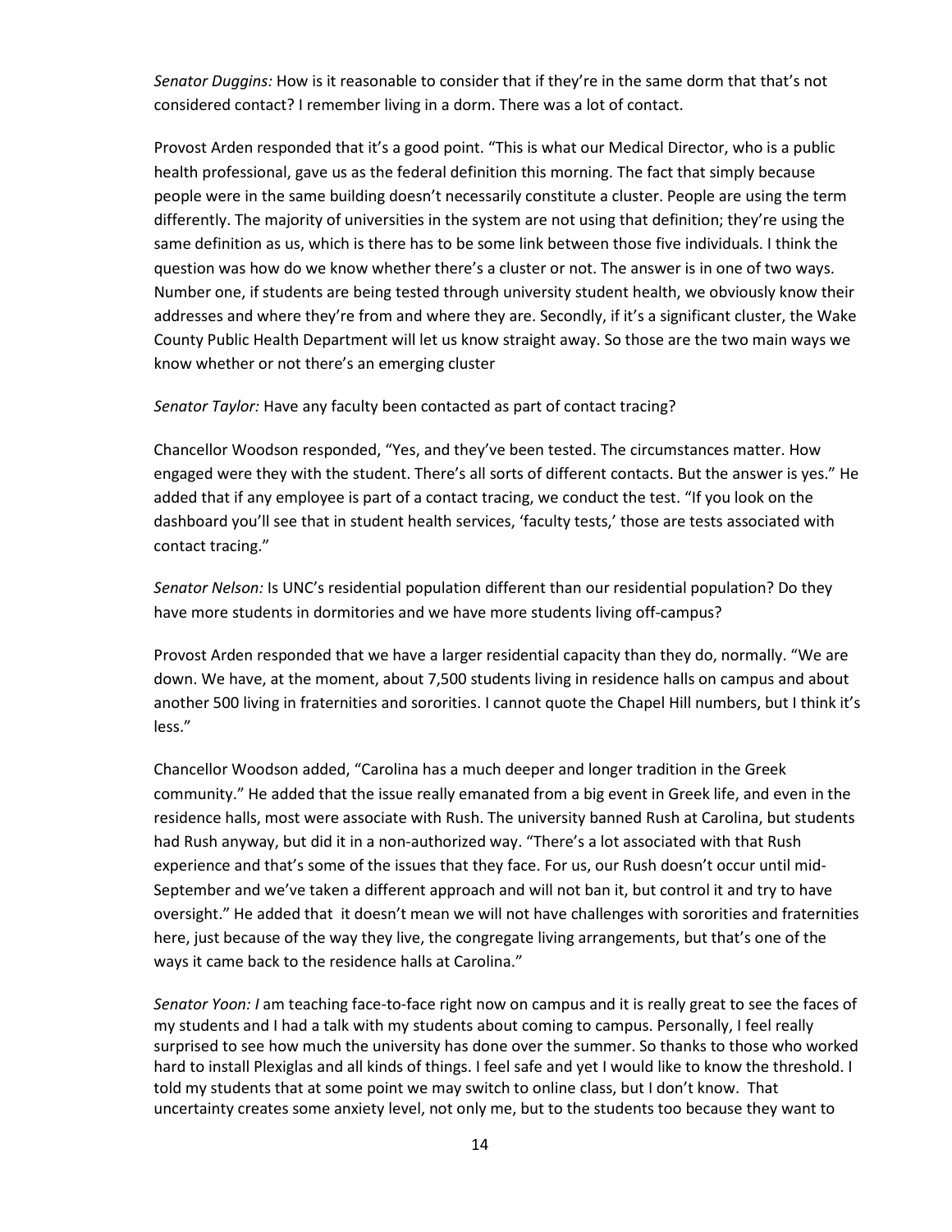*Senator Duggins:* How is it reasonable to consider that if they're in the same dorm that that's not considered contact? I remember living in a dorm. There was a lot of contact.

Provost Arden responded that it's a good point. "This is what our Medical Director, who is a public health professional, gave us as the federal definition this morning. The fact that simply because people were in the same building doesn't necessarily constitute a cluster. People are using the term differently. The majority of universities in the system are not using that definition; they're using the same definition as us, which is there has to be some link between those five individuals. I think the question was how do we know whether there's a cluster or not. The answer is in one of two ways. Number one, if students are being tested through university student health, we obviously know their addresses and where they're from and where they are. Secondly, if it's a significant cluster, the Wake County Public Health Department will let us know straight away. So those are the two main ways we know whether or not there's an emerging cluster

*Senator Taylor:* Have any faculty been contacted as part of contact tracing?

Chancellor Woodson responded, "Yes, and they've been tested. The circumstances matter. How engaged were they with the student. There's all sorts of different contacts. But the answer is yes." He added that if any employee is part of a contact tracing, we conduct the test. "If you look on the dashboard you'll see that in student health services, 'faculty tests,' those are tests associated with contact tracing."

*Senator Nelson:* Is UNC's residential population different than our residential population? Do they have more students in dormitories and we have more students living off-campus?

Provost Arden responded that we have a larger residential capacity than they do, normally. "We are down. We have, at the moment, about 7,500 students living in residence halls on campus and about another 500 living in fraternities and sororities. I cannot quote the Chapel Hill numbers, but I think it's less."

Chancellor Woodson added, "Carolina has a much deeper and longer tradition in the Greek community." He added that the issue really emanated from a big event in Greek life, and even in the residence halls, most were associate with Rush. The university banned Rush at Carolina, but students had Rush anyway, but did it in a non-authorized way. "There's a lot associated with that Rush experience and that's some of the issues that they face. For us, our Rush doesn't occur until mid-September and we've taken a different approach and will not ban it, but control it and try to have oversight." He added that it doesn't mean we will not have challenges with sororities and fraternities here, just because of the way they live, the congregate living arrangements, but that's one of the ways it came back to the residence halls at Carolina."

*Senator Yoon: I* am teaching face-to-face right now on campus and it is really great to see the faces of my students and I had a talk with my students about coming to campus. Personally, I feel really surprised to see how much the university has done over the summer. So thanks to those who worked hard to install Plexiglas and all kinds of things. I feel safe and yet I would like to know the threshold. I told my students that at some point we may switch to online class, but I don't know. That uncertainty creates some anxiety level, not only me, but to the students too because they want to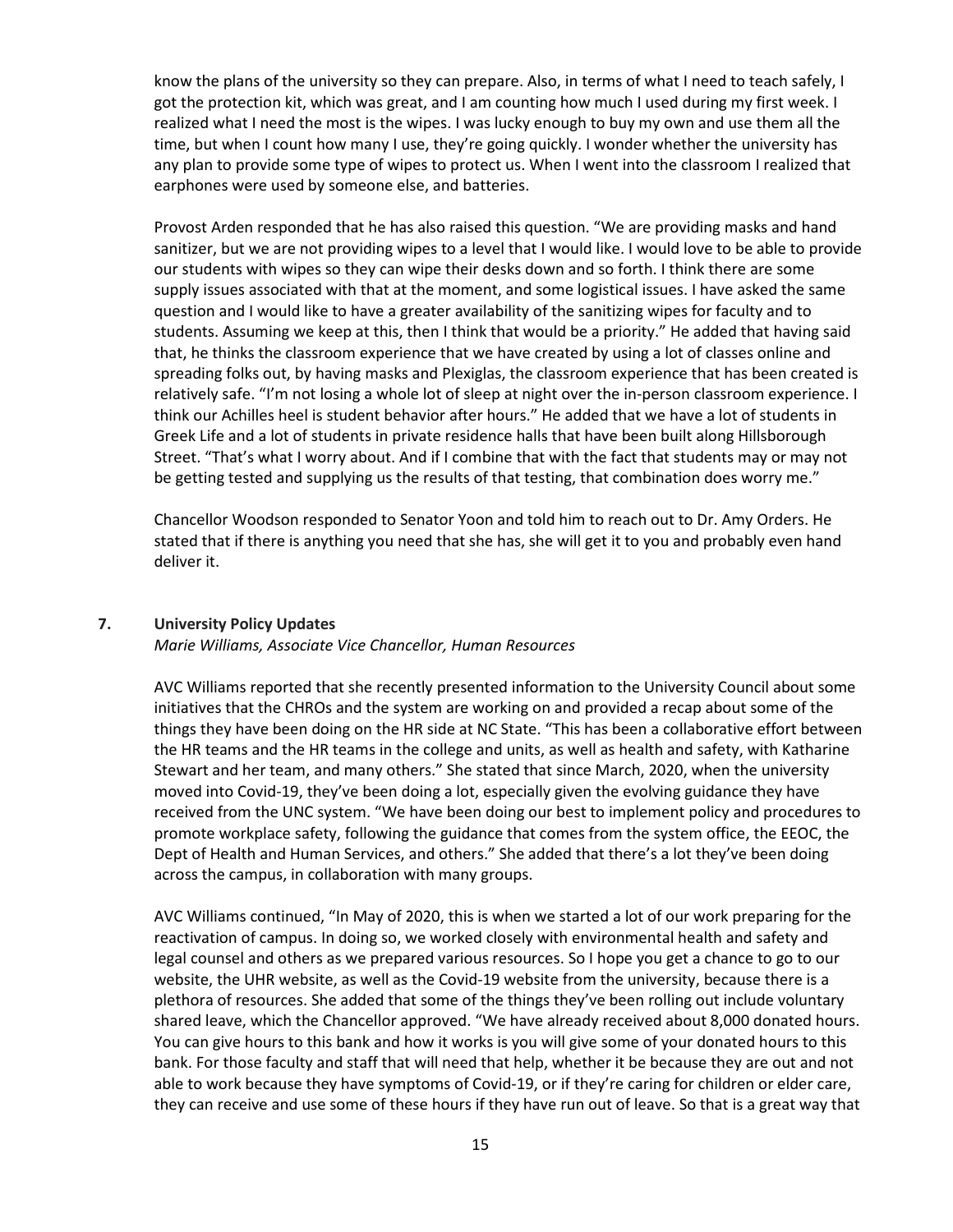know the plans of the university so they can prepare. Also, in terms of what I need to teach safely, I got the protection kit, which was great, and I am counting how much I used during my first week. I realized what I need the most is the wipes. I was lucky enough to buy my own and use them all the time, but when I count how many I use, they're going quickly. I wonder whether the university has any plan to provide some type of wipes to protect us. When I went into the classroom I realized that earphones were used by someone else, and batteries.

Provost Arden responded that he has also raised this question. "We are providing masks and hand sanitizer, but we are not providing wipes to a level that I would like. I would love to be able to provide our students with wipes so they can wipe their desks down and so forth. I think there are some supply issues associated with that at the moment, and some logistical issues. I have asked the same question and I would like to have a greater availability of the sanitizing wipes for faculty and to students. Assuming we keep at this, then I think that would be a priority." He added that having said that, he thinks the classroom experience that we have created by using a lot of classes online and spreading folks out, by having masks and Plexiglas, the classroom experience that has been created is relatively safe. "I'm not losing a whole lot of sleep at night over the in-person classroom experience. I think our Achilles heel is student behavior after hours." He added that we have a lot of students in Greek Life and a lot of students in private residence halls that have been built along Hillsborough Street. "That's what I worry about. And if I combine that with the fact that students may or may not be getting tested and supplying us the results of that testing, that combination does worry me."

Chancellor Woodson responded to Senator Yoon and told him to reach out to Dr. Amy Orders. He stated that if there is anything you need that she has, she will get it to you and probably even hand deliver it.

### 7. University Policy Updates

*Marie Williams, Associate Vice Chancellor, Human Resources*

AVC Williams reported that she recently presented information to the University Council about some initiatives that the CHROs and the system are working on and provided a recap about some of the things they have been doing on the HR side at NC State. "This has been a collaborative effort between the HR teams and the HR teams in the college and units, as well as health and safety, with Katharine Stewart and her team, and many others." She stated that since March, 2020, when the university moved into Covid-19, they've been doing a lot, especially given the evolving guidance they have received from the UNC system. "We have been doing our best to implement policy and procedures to promote workplace safety, following the guidance that comes from the system office, the EEOC, the Dept of Health and Human Services, and others." She added that there's a lot they've been doing across the campus, in collaboration with many groups.

AVC Williams continued, "In May of 2020, this is when we started a lot of our work preparing for the reactivation of campus. In doing so, we worked closely with environmental health and safety and legal counsel and others as we prepared various resources. So I hope you get a chance to go to our website, the UHR website, as well as the Covid-19 website from the university, because there is a plethora of resources. She added that some of the things they've been rolling out include voluntary shared leave, which the Chancellor approved. "We have already received about 8,000 donated hours. You can give hours to this bank and how it works is you will give some of your donated hours to this bank. For those faculty and staff that will need that help, whether it be because they are out and not able to work because they have symptoms of Covid-19, or if they're caring for children or elder care, they can receive and use some of these hours if they have run out of leave. So that is a great way that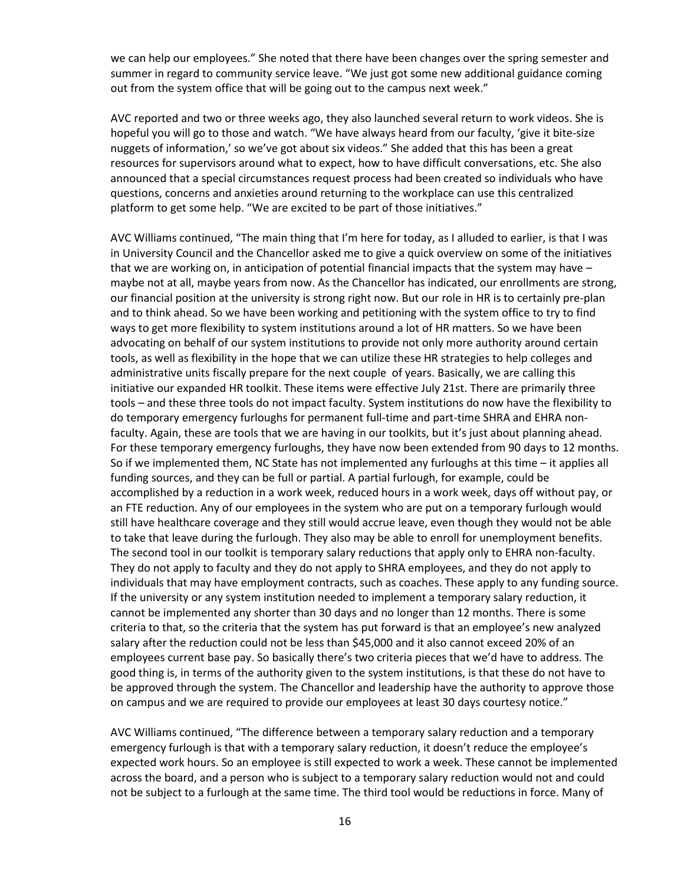we can help our employees." She noted that there have been changes over the spring semester and summer in regard to community service leave. "We just got some new additional guidance coming out from the system office that will be going out to the campus next week."

AVC reported and two or three weeks ago, they also launched several return to work videos. She is hopeful you will go to those and watch. "We have always heard from our faculty, 'give it bite-size nuggets of information,' so we've got about six videos." She added that this has been a great resources for supervisors around what to expect, how to have difficult conversations, etc. She also announced that a special circumstances request process had been created so individuals who have questions, concerns and anxieties around returning to the workplace can use this centralized platform to get some help. "We are excited to be part of those initiatives."

AVC Williams continued, "The main thing that I'm here for today, as I alluded to earlier, is that I was in University Council and the Chancellor asked me to give a quick overview on some of the initiatives that we are working on, in anticipation of potential financial impacts that the system may have – maybe not at all, maybe years from now. As the Chancellor has indicated, our enrollments are strong, our financial position at the university is strong right now. But our role in HR is to certainly pre-plan and to think ahead. So we have been working and petitioning with the system office to try to find ways to get more flexibility to system institutions around a lot of HR matters. So we have been advocating on behalf of our system institutions to provide not only more authority around certain tools, as well as flexibility in the hope that we can utilize these HR strategies to help colleges and administrative units fiscally prepare for the next couple of years. Basically, we are calling this initiative our expanded HR toolkit. These items were effective July 21st. There are primarily three tools – and these three tools do not impact faculty. System institutions do now have the flexibility to do temporary emergency furloughs for permanent full-time and part-time SHRA and EHRA non-faculty. Again, these are tools that we are having in our toolkits, but it's just about planning ahead. For these temporary emergency furloughs, they have now been extended from 90 days to 12 months. So if we implemented them, NC State has not implemented any furloughs at this time – it applies all funding sources, and they can be full or partial. A partial furlough, for example, could be accomplished by a reduction in a work week, reduced hours in a work week, days off without pay, or an FTE reduction. Any of our employees in the system who are put on a temporary furlough would still have healthcare coverage and they still would accrue leave, even though they would not be able to take that leave during the furlough. They also may be able to enroll for unemployment benefits. The second tool in our toolkit is temporary salary reductions that apply only to EHRA non-faculty. They do not apply to faculty and they do not apply to SHRA employees, and they do not apply to individuals that may have employment contracts, such as coaches. These apply to any funding source. If the university or any system institution needed to implement a temporary salary reduction, it cannot be implemented any shorter than 30 days and no longer than 12 months. There is some criteria to that, so the criteria that the system has put forward is that an employee's new analyzed salary after the reduction could not be less than $45,000 and it also cannot exceed 20% of an employees current base pay. So basically there's two criteria pieces that we'd have to address. The good thing is, in terms of the authority given to the system institutions, is that these do not have to be approved through the system. The Chancellor and leadership have the authority to approve those on campus and we are required to provide our employees at least 30 days courtesy notice."

AVC Williams continued, "The difference between a temporary salary reduction and a temporary emergency furlough is that with a temporary salary reduction, it doesn't reduce the employee's expected work hours. So an employee is still expected to work a week. These cannot be implemented across the board, and a person who is subject to a temporary salary reduction would not and could not be subject to a furlough at the same time. The third tool would be reductions in force. Many of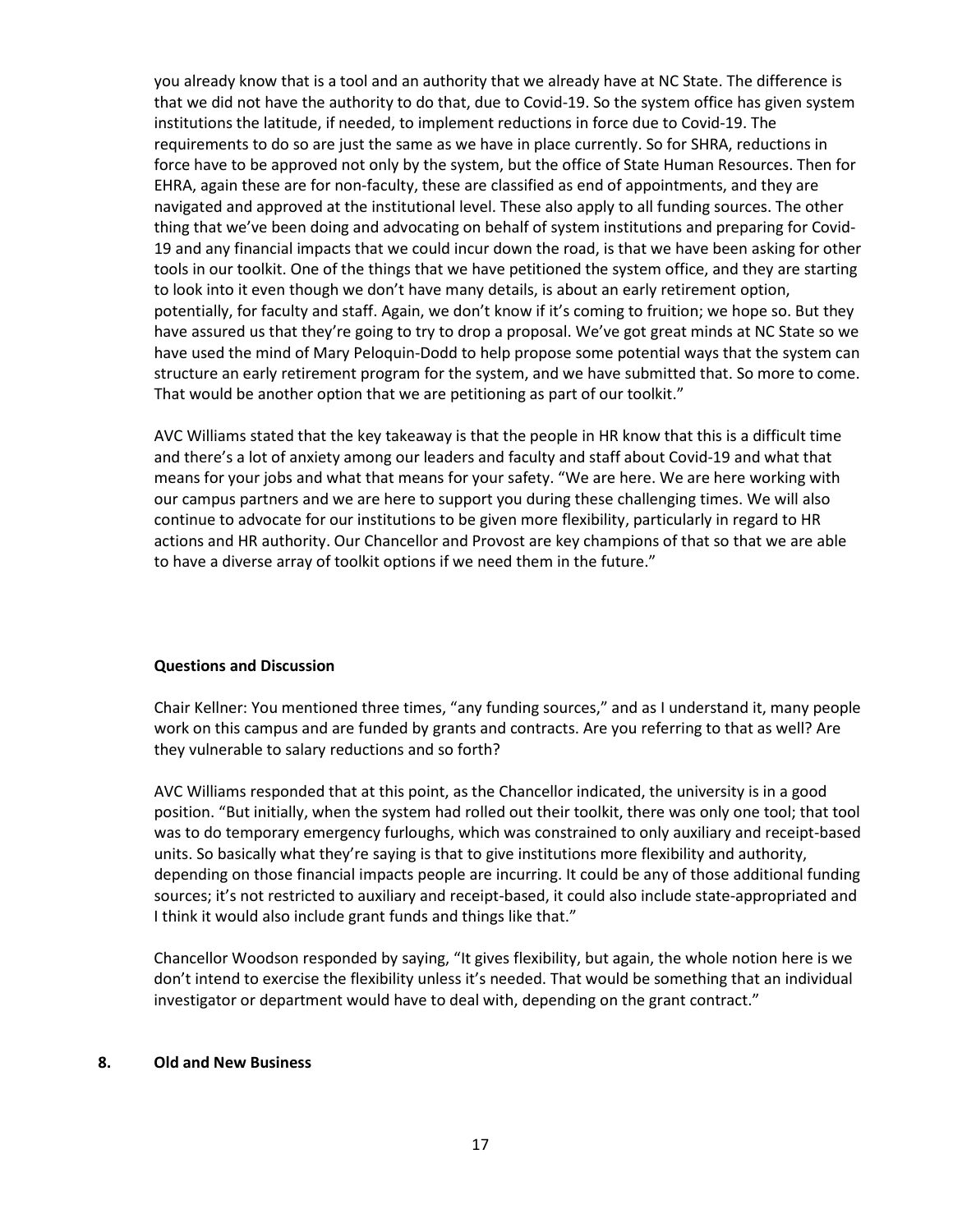you already know that is a tool and an authority that we already have at NC State. The difference is that we did not have the authority to do that, due to Covid-19. So the system office has given system institutions the latitude, if needed, to implement reductions in force due to Covid-19. The requirements to do so are just the same as we have in place currently. So for SHRA, reductions in force have to be approved not only by the system, but the office of State Human Resources. Then for EHRA, again these are for non-faculty, these are classified as end of appointments, and they are navigated and approved at the institutional level. These also apply to all funding sources. The other thing that we've been doing and advocating on behalf of system institutions and preparing for Covid-19 and any financial impacts that we could incur down the road, is that we have been asking for other tools in our toolkit. One of the things that we have petitioned the system office, and they are starting to look into it even though we don't have many details, is about an early retirement option, potentially, for faculty and staff. Again, we don't know if it's coming to fruition; we hope so. But they have assured us that they're going to try to drop a proposal. We've got great minds at NC State so we have used the mind of Mary Peloquin-Dodd to help propose some potential ways that the system can structure an early retirement program for the system, and we have submitted that. So more to come. That would be another option that we are petitioning as part of our toolkit."

AVC Williams stated that the key takeaway is that the people in HR know that this is a difficult time and there's a lot of anxiety among our leaders and faculty and staff about Covid-19 and what that means for your jobs and what that means for your safety. "We are here. We are here working with our campus partners and we are here to support you during these challenging times. We will also continue to advocate for our institutions to be given more flexibility, particularly in regard to HR actions and HR authority. Our Chancellor and Provost are key champions of that so that we are able to have a diverse array of toolkit options if we need them in the future."

**Questions and Discussion**

Chair Kellner: You mentioned three times, "any funding sources," and as I understand it, many people work on this campus and are funded by grants and contracts. Are you referring to that as well? Are they vulnerable to salary reductions and so forth?

AVC Williams responded that at this point, as the Chancellor indicated, the university is in a good position. "But initially, when the system had rolled out their toolkit, there was only one tool; that tool was to do temporary emergency furloughs, which was constrained to only auxiliary and receipt-based units. So basically what they're saying is that to give institutions more flexibility and authority, depending on those financial impacts people are incurring. It could be any of those additional funding sources; it's not restricted to auxiliary and receipt-based, it could also include state-appropriated and I think it would also include grant funds and things like that."

Chancellor Woodson responded by saying, "It gives flexibility, but again, the whole notion here is we don't intend to exercise the flexibility unless it's needed. That would be something that an individual investigator or department would have to deal with, depending on the grant contract."

## 8. Old and New Business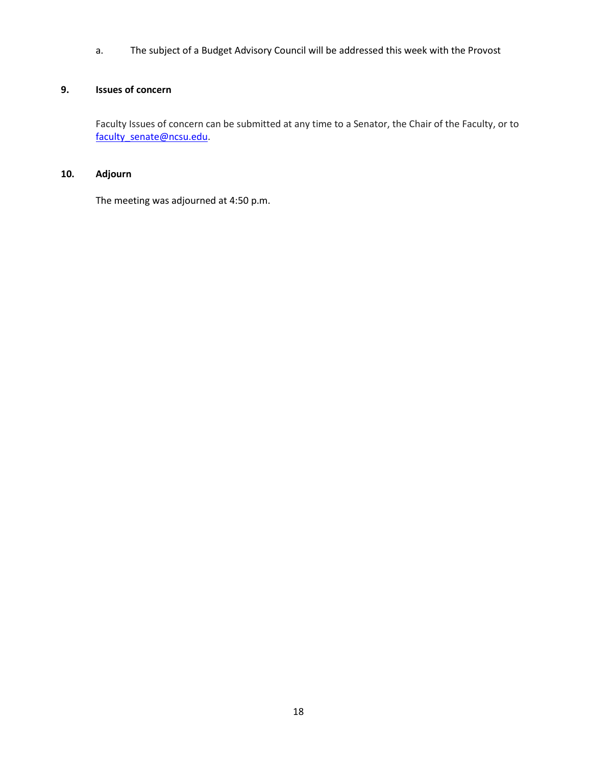a. The subject of a Budget Advisory Council will be addressed this week with the Provost

## 9. Issues of concern

Faculty Issues of concern can be submitted at any time to a Senator, the Chair of the Faculty, or to faculty_senate@ncsu.edu.

## 10. Adjourn

The meeting was adjourned at 4:50 p.m.